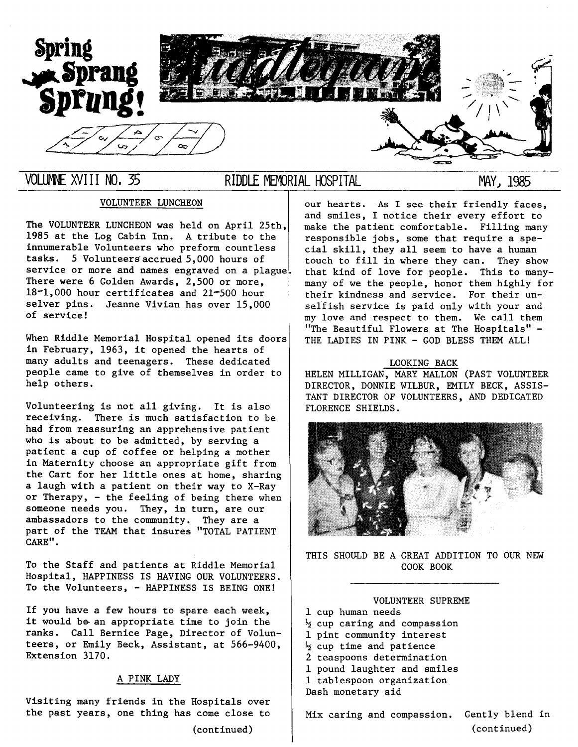Spring Sprang Sprung!

# Riddlegram

VOLUMNE XVIII NO. 35 — RIDDLE MEMORIAL HOSPITAL — MAY, 1985

## VOLUNTEER LUNCHEON

The VOLUNTEER LUNCHEON was held on April 25th, 1985 at the Log Cabin Inn. A tribute to the innumerable Volunteers who preform countless tasks. 5 Volunteers accrued 5,000 hours of service or more and names engraved on a plague. There were 6 Golden Awards, 2,500 or more, 18-1,000 hour certificates and 21-500 hour selver pins. Jeanne Vivian has over 15,000 of service!

When Riddle Memorial Hospital opened its doors in February, 1963, it opened the hearts of many adults and teenagers. These dedicated people came to give of themselves in order to help others.

Volunteering is not all giving. It is also receiving. There is much satisfaction to be had from reassuring an apprehensive patient who is about to be admitted, by serving a patient a cup of coffee or helping a mother in Maternity choose an appropriate gift from the Cart for her little ones at home, sharing a laugh with a patient on their way to X-Ray or Therapy, - the feeling of being there when someone needs you. They, in turn, are our ambassadors to the community. They are a part of the TEAM that insures "TOTAL PATIENT CARE".

To the Staff and patients at Riddle Memorial Hospital, HAPPINESS IS HAVING OUR VOLUNTEERS. To the Volunteers, - HAPPINESS IS BEING ONE!

If you have a few hours to spare each week, it would be an appropriate time to join the ranks. Call Bernice Page, Director of Volunteers, or Emily Beck, Assistant, at 566-9400, Extension 3170.

## A PINK LADY

Visiting many friends in the Hospitals over the past years, one thing has come close to our hearts. As I see their friendly faces, and smiles, I notice their every effort to make the patient comfortable. Filling many responsible jobs, some that require a special skill, they all seem to have a human touch to fill in where they can. They show that kind of love for people. This to many-many of we the people, honor them highly for their kindness and service. For their unselfish service is paid only with your and my love and respect to them. We call them "The Beautiful Flowers at The Hospitals" - THE LADIES IN PINK - GOD BLESS THEM ALL!

## LOOKING BACK

HELEN MILLIGAN, MARY MALLON (PAST VOLUNTEER DIRECTOR, DONNIE WILBUR, EMILY BECK, ASSISTANT DIRECTOR OF VOLUNTEERS, AND DEDICATED FLORENCE SHIELDS.

THIS SHOULD BE A GREAT ADDITION TO OUR NEW COOK BOOK

---

## VOLUNTEER SUPREME

1 cup human needs
½ cup caring and compassion
1 pint community interest
½ cup time and patience
2 teaspoons determination
1 pound laughter and smiles
1 tablespoon organization
Dash monetary aid

Mix caring and compassion. Gently blend in

(continued)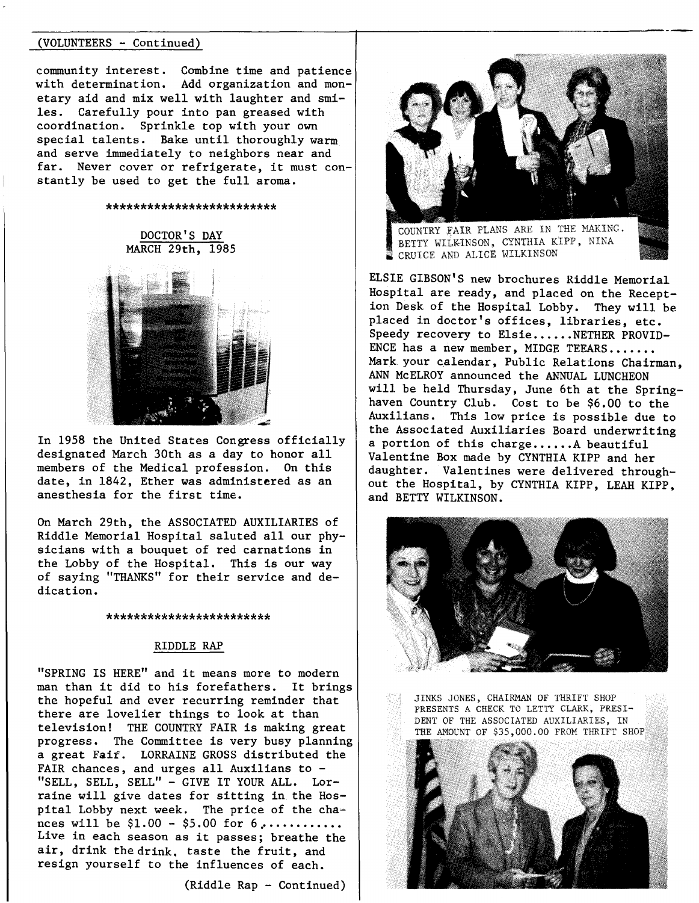(VOLUNTEERS - Continued)

community interest. Combine time and patience with determination. Add organization and monetary aid and mix well with laughter and smiles. Carefully pour into pan greased with coordination. Sprinkle top with your own special talents. Bake until thoroughly warm and serve immediately to neighbors near and far. Never cover or refrigerate, it must constantly be used to get the full aroma.

*************************

## DOCTOR'S DAY
## MARCH 29th, 1985

In 1958 the United States Congress officially designated March 30th as a day to honor all members of the Medical profession. On this date, in 1842, Ether was administered as an anesthesia for the first time.

On March 29th, the ASSOCIATED AUXILIARIES of Riddle Memorial Hospital saluted all our physicians with a bouquet of red carnations in the Lobby of the Hospital. This is our way of saying "THANKS" for their service and dedication.

************************

## RIDDLE RAP

"SPRING IS HERE" and it means more to modern man than it did to his forefathers. It brings the hopeful and ever recurring reminder that there are lovelier things to look at than television! THE COUNTRY FAIR is making great progress. The Committee is very busy planning a great Fair. LORRAINE GROSS distributed the FAIR chances, and urges all Auxilians to - "SELL, SELL, SELL" - GIVE IT YOUR ALL. Lorraine will give dates for sitting in the Hospital Lobby next week. The price of the chances will be $1.00 - $5.00 for 6............ Live in each season as it passes; breathe the air, drink the drink, taste the fruit, and resign yourself to the influences of each.

(Riddle Rap - Continued)

COUNTRY FAIR PLANS ARE IN THE MAKING. BETTY WILKINSON, CYNTHIA KIPP, NINA CRUICE AND ALICE WILKINSON

ELSIE GIBSON'S new brochures Riddle Memorial Hospital are ready, and placed on the Reception Desk of the Hospital Lobby. They will be placed in doctor's offices, libraries, etc. Speedy recovery to Elsie......NETHER PROVIDENCE has a new member, MIDGE TEEARS....... Mark your calendar, Public Relations Chairman, ANN McELROY announced the ANNUAL LUNCHEON will be held Thursday, June 6th at the Springhaven Country Club. Cost to be $6.00 to the Auxilians. This low price is possible due to the Associated Auxiliaries Board underwriting a portion of this charge......A beautiful Valentine Box made by CYNTHIA KIPP and her daughter. Valentines were delivered throughout the Hospital, by CYNTHIA KIPP, LEAH KIPP, and BETTY WILKINSON.

JINKS JONES, CHAIRMAN OF THRIFT SHOP PRESENTS A CHECK TO LETTY CLARK, PRESIDENT OF THE ASSOCIATED AUXILIARIES, IN THE AMOUNT OF $35,000.00 FROM THRIFT SHOP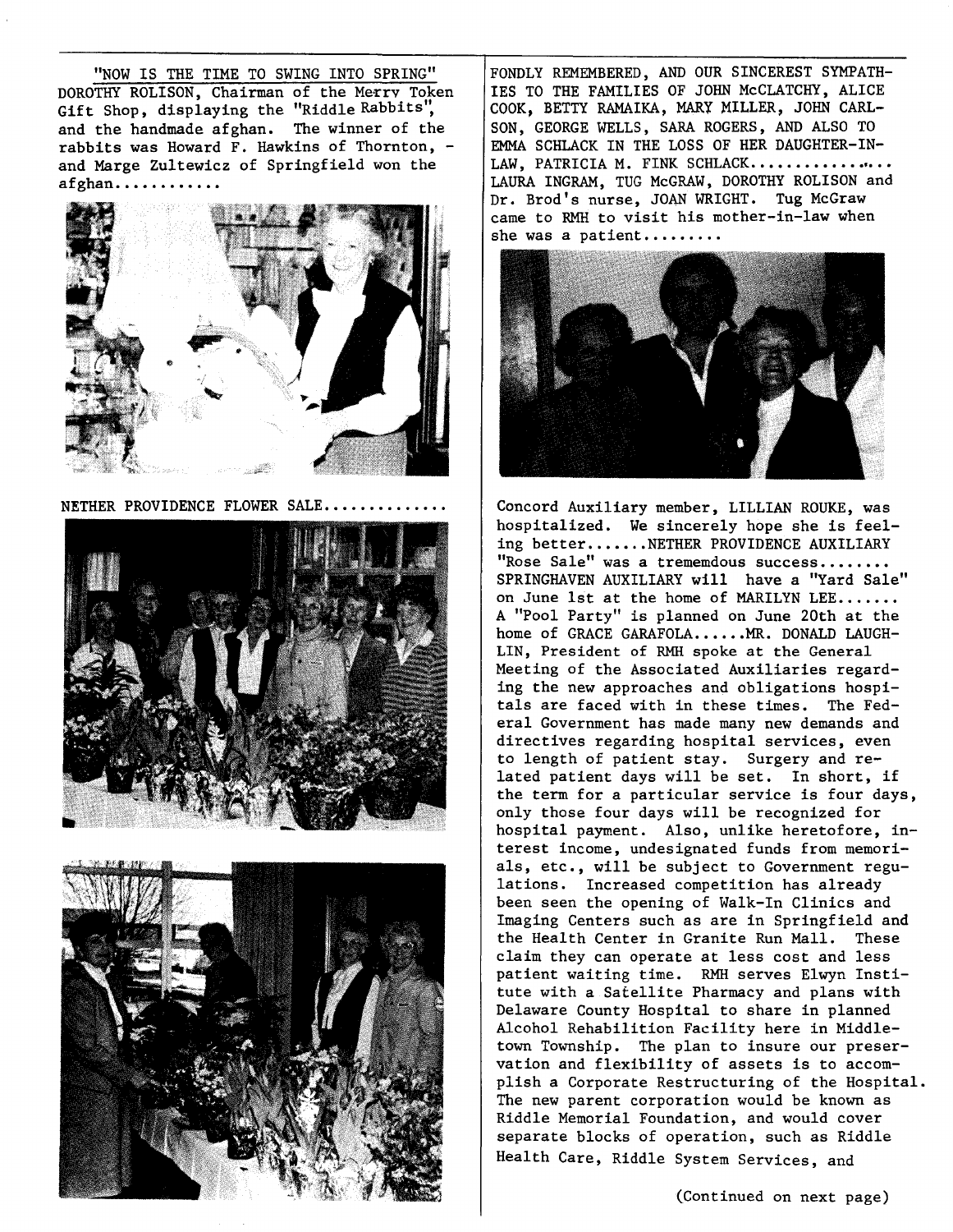"NOW IS THE TIME TO SWING INTO SPRING" DOROTHY ROLISON, Chairman of the Merry Token Gift Shop, displaying the "Riddle Rabbits", and the handmade afghan. The winner of the rabbits was Howard F. Hawkins of Thornton, - and Marge Zultewicz of Springfield won the afghan............

NETHER PROVIDENCE FLOWER SALE.............

FONDLY REMEMBERED, AND OUR SINCEREST SYMPATHIES TO THE FAMILIES OF JOHN McCLATCHY, ALICE COOK, BETTY RAMAIKA, MARY MILLER, JOHN CARLSON, GEORGE WELLS, SARA ROGERS, AND ALSO TO EMMA SCHLACK IN THE LOSS OF HER DAUGHTER-IN-LAW, PATRICIA M. FINK SCHLACK..............

LAURA INGRAM, TUG McGRAW, DOROTHY ROLISON and Dr. Brod's nurse, JOAN WRIGHT. Tug McGraw came to RMH to visit his mother-in-law when she was a patient.........

Concord Auxiliary member, LILLIAN ROUKE, was hospitalized. We sincerely hope she is feeling better.......NETHER PROVIDENCE AUXILIARY "Rose Sale" was a tremendous success........ SPRINGHAVEN AUXILIARY will have a "Yard Sale" on June 1st at the home of MARILYN LEE....... A "Pool Party" is planned on June 20th at the home of GRACE GARAFOLA......MR. DONALD LAUGHLIN, President of RMH spoke at the General Meeting of the Associated Auxiliaries regarding the new approaches and obligations hospitals are faced with in these times. The Federal Government has made many new demands and directives regarding hospital services, even to length of patient stay. Surgery and related patient days will be set. In short, if the term for a particular service is four days, only those four days will be recognized for hospital payment. Also, unlike heretofore, interest income, undesignated funds from memorials, etc., will be subject to Government regulations. Increased competition has already been seen the opening of Walk-In Clinics and Imaging Centers such as are in Springfield and the Health Center in Granite Run Mall. These claim they can operate at less cost and less patient waiting time. RMH serves Elwyn Institute with a Satellite Pharmacy and plans with Delaware County Hospital to share in planned Alcohol Rehabilition Facility here in Middletown Township. The plan to insure our preservation and flexibility of assets is to accomplish a Corporate Restructuring of the Hospital. The new parent corporation would be known as Riddle Memorial Foundation, and would cover separate blocks of operation, such as Riddle Health Care, Riddle System Services, and

(Continued on next page)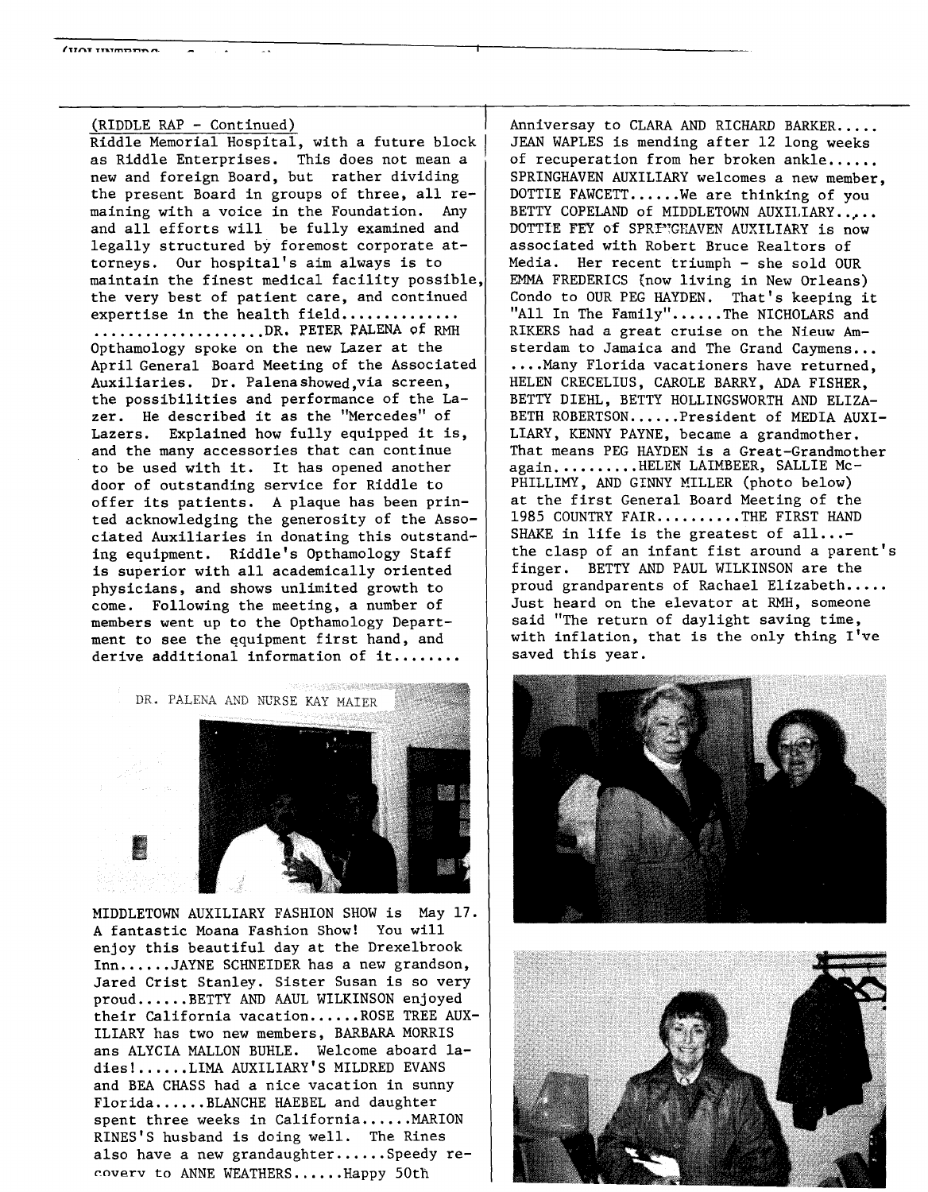(RIDDLE RAP - Continued)

Riddle Memorial Hospital, with a future block as Riddle Enterprises. This does not mean a new and foreign Board, but rather dividing the present Board in groups of three, all remaining with a voice in the Foundation. Any and all efforts will be fully examined and legally structured by foremost corporate attorneys. Our hospital's aim always is to maintain the finest medical facility possible, the very best of patient care, and continued expertise in the health field.................................DR. PETER PALENA of RMH Opthamology spoke on the new Lazer at the April General Board Meeting of the Associated Auxiliaries. Dr. Palena showed, via screen, the possibilities and performance of the Lazer. He described it as the "Mercedes" of Lazers. Explained how fully equipped it is, and the many accessories that can continue to be used with it. It has opened another door of outstanding service for Riddle to offer its patients. A plaque has been printed acknowledging the generosity of the Associated Auxiliaries in donating this outstanding equipment. Riddle's Opthamology Staff is superior with all academically oriented physicians, and shows unlimited growth to come. Following the meeting, a number of members went up to the Opthamology Department to see the equipment first hand, and derive additional information of it........

DR. PALENA AND NURSE KAY MAIER

MIDDLETOWN AUXILIARY FASHION SHOW is May 17. A fantastic Moana Fashion Show! You will enjoy this beautiful day at the Drexelbrook Inn......JAYNE SCHNEIDER has a new grandson, Jared Crist Stanley. Sister Susan is so very proud......BETTY AND AAUL WILKINSON enjoyed their California vacation......ROSE TREE AUXILIARY has two new members, BARBARA MORRIS ans ALYCIA MALLON BUHLE. Welcome aboard ladies!......LIMA AUXILIARY'S MILDRED EVANS and BEA CHASS had a nice vacation in sunny Florida......BLANCHE HAEBEL and daughter spent three weeks in California......MARION RINES'S husband is doing well. The Rines also have a new grandaughter......Speedy recovery to ANNE WEATHERS......Happy 50th Anniversay to CLARA AND RICHARD BARKER..... JEAN WAPLES is mending after 12 long weeks of recuperation from her broken ankle...... SPRINGHAVEN AUXILIARY welcomes a new member, DOTTIE FAWCETT......We are thinking of you BETTY COPELAND of MIDDLETOWN AUXILIARY...... DOTTIE FEY of SPRINGHAVEN AUXILIARY is now associated with Robert Bruce Realtors of Media. Her recent triumph - she sold OUR EMMA FREDERICS (now living in New Orleans) Condo to OUR PEG HAYDEN. That's keeping it "All In The Family"......The NICHOLARS and RIKERS had a great cruise on the Nieuw Amsterdam to Jamaica and The Grand Caymens... ....Many Florida vacationers have returned, HELEN CRECELIUS, CAROLE BARRY, ADA FISHER, BETTY DIEHL, BETTY HOLLINGSWORTH AND ELIZABETH ROBERTSON......President of MEDIA AUXILIARY, KENNY PAYNE, became a grandmother. That means PEG HAYDEN is a Great-Grandmother again..........HELEN LAIMBEER, SALLIE McPHILLIMY, AND GINNY MILLER (photo below) at the first General Board Meeting of the 1985 COUNTRY FAIR..........THE FIRST HAND SHAKE in life is the greatest of all...- the clasp of an infant fist around a parent's finger. BETTY AND PAUL WILKINSON are the proud grandparents of Rachael Elizabeth..... Just heard on the elevator at RMH, someone said "The return of daylight saving time, with inflation, that is the only thing I've saved this year.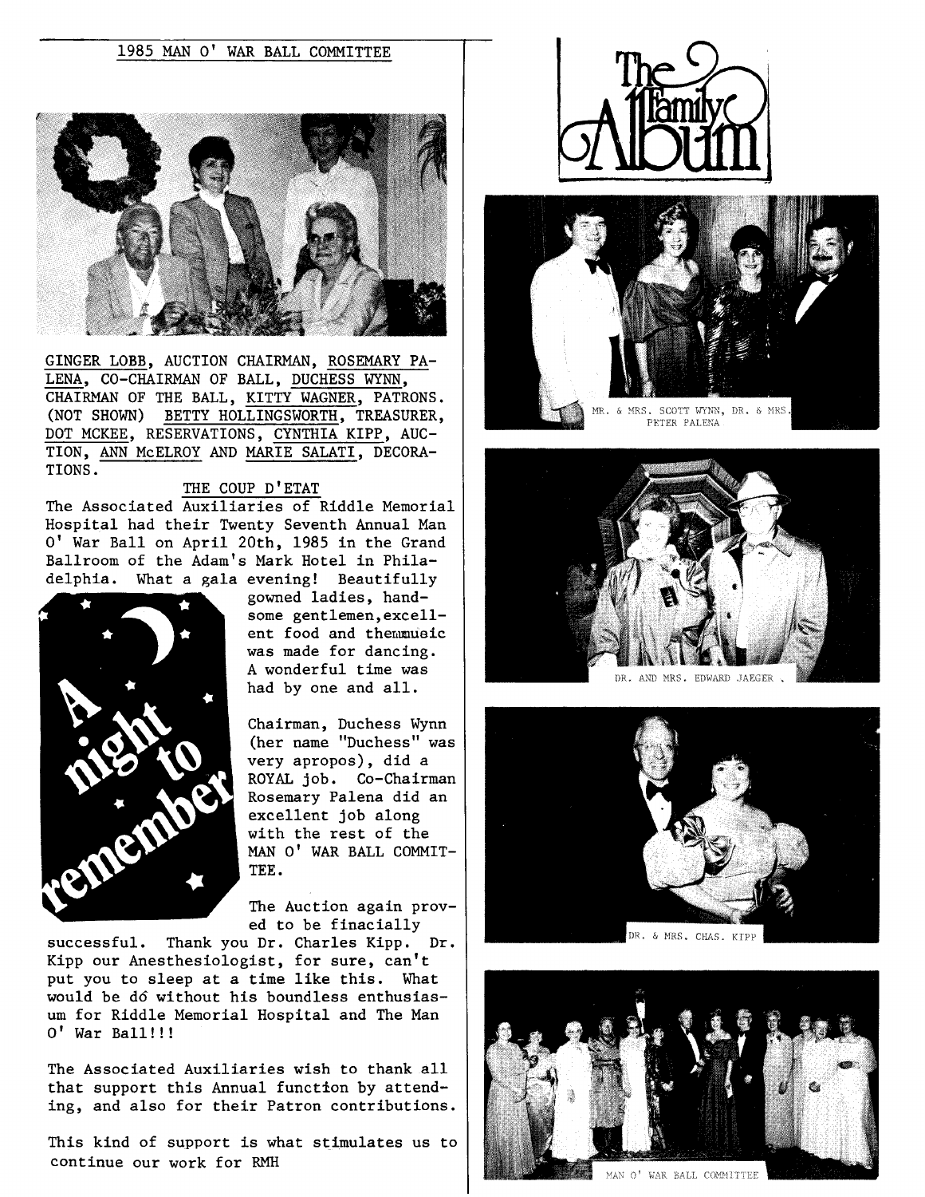## 1985 MAN O' WAR BALL COMMITTEE

GINGER LOBB, AUCTION CHAIRMAN, ROSEMARY PALENA, CO-CHAIRMAN OF BALL, DUCHESS WYNN, CHAIRMAN OF THE BALL, KITTY WAGNER, PATRONS. (NOT SHOWN) BETTY HOLLINGSWORTH, TREASURER, DOT MCKEE, RESERVATIONS, CYNTHIA KIPP, AUCTION, ANN McELROY AND MARIE SALATI, DECORATIONS.

### THE COUP D'ETAT

The Associated Auxiliaries of Riddle Memorial Hospital had their Twenty Seventh Annual Man O' War Ball on April 20th, 1985 in the Grand Ballroom of the Adam's Mark Hotel in Philadelphia. What a gala evening! Beautifully gowned ladies, handsome gentlemen, excellent food and themmusic was made for dancing. A wonderful time was had by one and all.

A night to remember

Chairman, Duchess Wynn (her name "Duchess" was very apropos), did a ROYAL job. Co-Chairman Rosemary Palena did an excellent job along with the rest of the MAN O' WAR BALL COMMITTEE.

The Auction again proved to be finacially successful. Thank you Dr. Charles Kipp. Dr. Kipp our Anesthesiologist, for sure, can't put you to sleep at a time like this. What would be dó without his boundless enthusiasum for Riddle Memorial Hospital and The Man O' War Ball!!!

The Associated Auxiliaries wish to thank all that support this Annual function by attending, and also for their Patron contributions.

This kind of support is what stimulates us to continue our work for RMH

## The Family Album

MR. & MRS. SCOTT WYNN, DR. & MRS. PETER PALENA

DR. AND MRS. EDWARD JAEGER

DR. & MRS. CHAS. KIPP

MAN O' WAR BALL COMMITTEE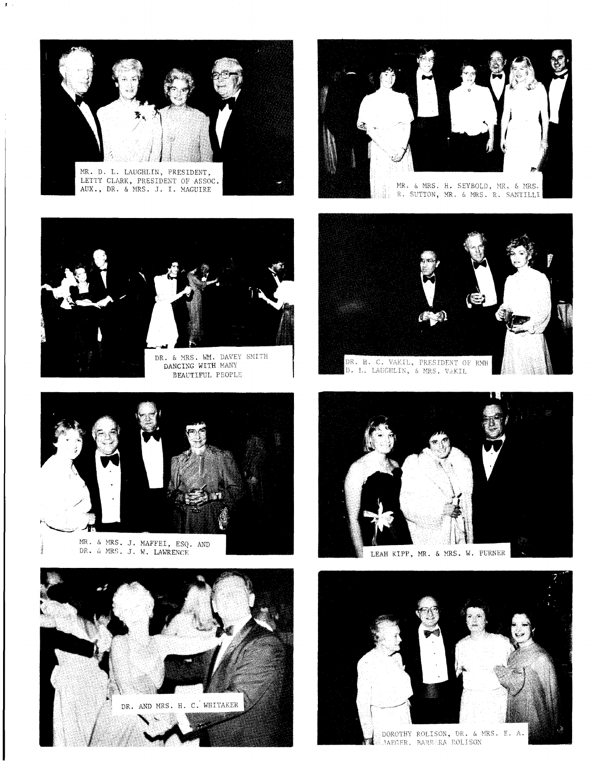MR. D. L. LAUGHLIN, PRESIDENT, LETTY CLARK, PRESIDENT OF ASSOC. AUX., DR. & MRS. J. I. MAGUIRE

MR. & MRS. H. SEYBOLD, MR. & MRS. R. SUTTON, MR. & MRS. R. SANTILLI

DR. & MRS. WM. DAVEY SMITH DANCING WITH MANY BEAUTIFUL PEOPLE

DR. H. C. VAKIL, PRESIDENT OF RMH D. L. LAUGHLIN, & MRS. VAKIL

MR. & MRS. J. MAFFEI, ESQ. AND DR. & MRS. J. W. LAWRENCE

LEAH KIPP, MR. & MRS. W. PURNER

DR. AND MRS. H. C. WHITAKER

DOROTHY ROLISON, DR. & MRS. E. A. JAEGER, BARBARA ROLISON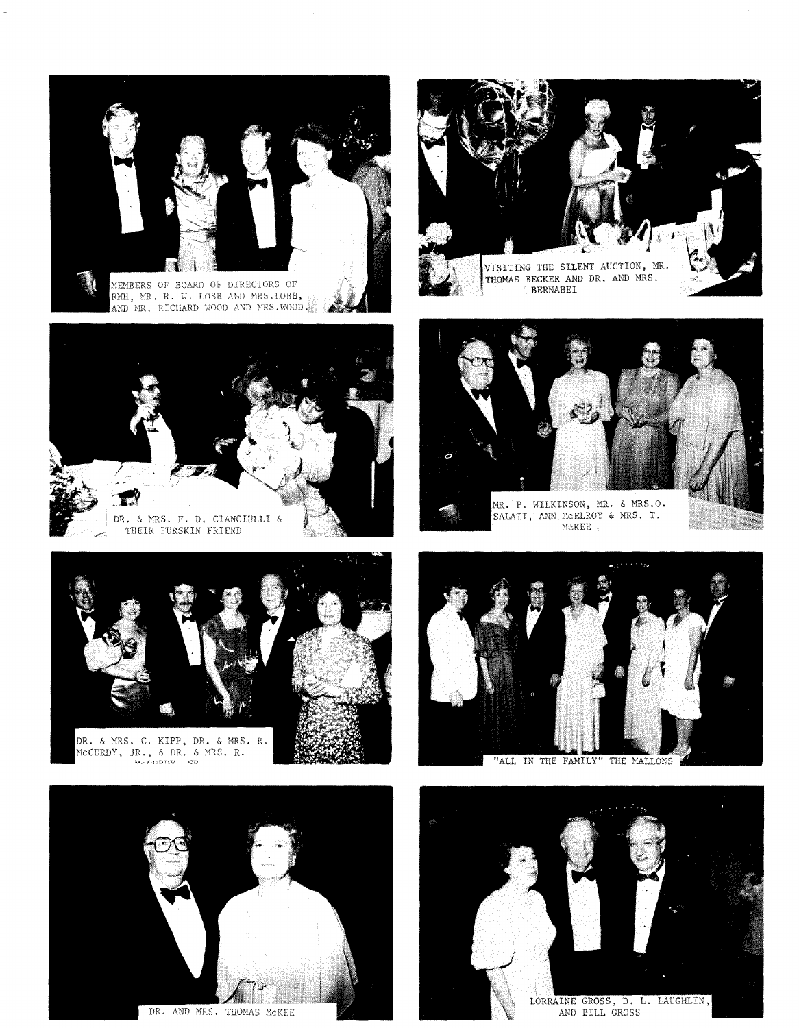MEMBERS OF BOARD OF DIRECTORS OF RMH, MR. R. W. LOBB AND MRS.LOBB, AND MR. RICHARD WOOD AND MRS.WOOD.

VISITING THE SILENT AUCTION, MR. THOMAS BECKER AND DR. AND MRS. BERNABEI

DR. & MRS. F. D. CIANCIULLI & THEIR FURSKIN FRIEND

MR. P. WILKINSON, MR. & MRS.O. SALATI, ANN McELROY & MRS. T. McKEE

DR. & MRS. C. KIPP, DR. & MRS. R. McCURDY, JR., & DR. & MRS. R. McCURDY, SR.

"ALL IN THE FAMILY" THE MALLONS

DR. AND MRS. THOMAS McKEE

LORRAINE GROSS, D. L. LAUGHLIN, AND BILL GROSS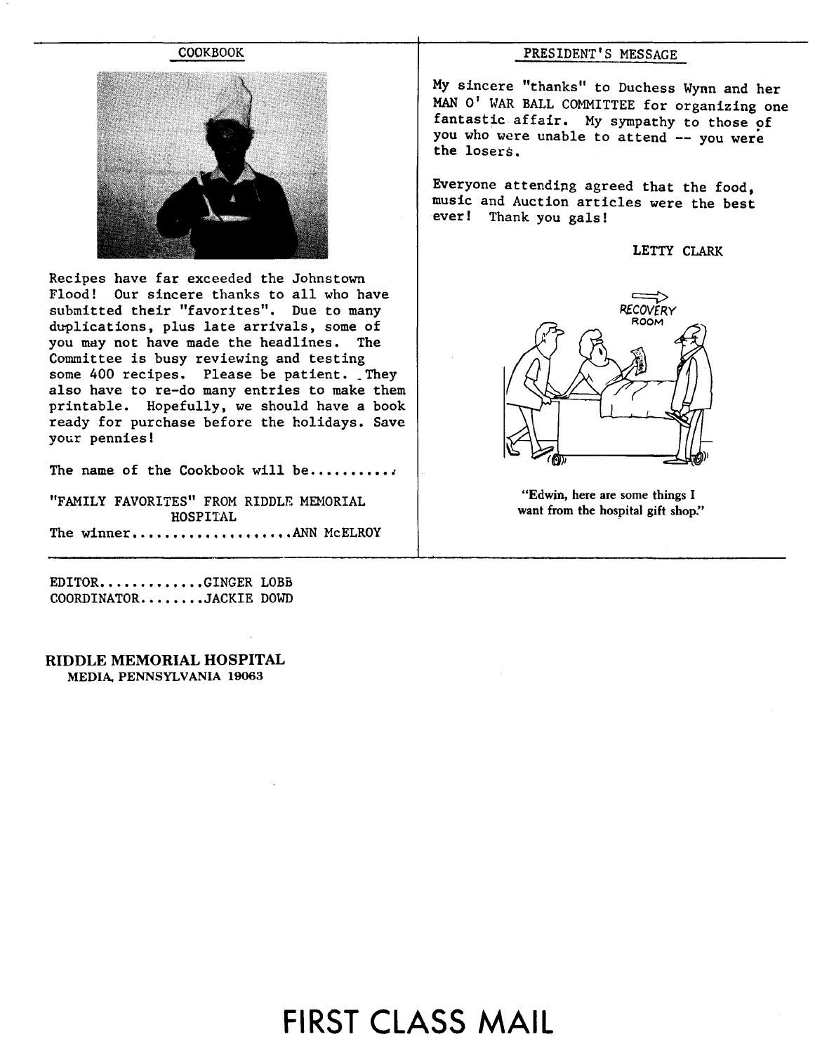## COOKBOOK

Recipes have far exceeded the Johnstown Flood! Our sincere thanks to all who have submitted their "favorites". Due to many duplications, plus late arrivals, some of you may not have made the headlines. The Committee is busy reviewing and testing some 400 recipes. Please be patient. They also have to re-do many entries to make them printable. Hopefully, we should have a book ready for purchase before the holidays. Save your pennies!

The name of the Cookbook will be..........

"FAMILY FAVORITES" FROM RIDDLE MEMORIAL HOSPITAL

The winner....................ANN McELROY

## PRESIDENT'S MESSAGE

My sincere "thanks" to Duchess Wynn and her MAN O' WAR BALL COMMITTEE for organizing one fantastic affair. My sympathy to those of you who were unable to attend -- you were the losers.

Everyone attending agreed that the food, music and Auction articles were the best ever! Thank you gals!

LETTY CLARK

RECOVERY ROOM

"Edwin, here are some things I want from the hospital gift shop."

EDITOR.............GINGER LOBB
COORDINATOR........JACKIE DOWD

**RIDDLE MEMORIAL HOSPITAL**
**MEDIA, PENNSYLVANIA 19063**

# FIRST CLASS MAIL